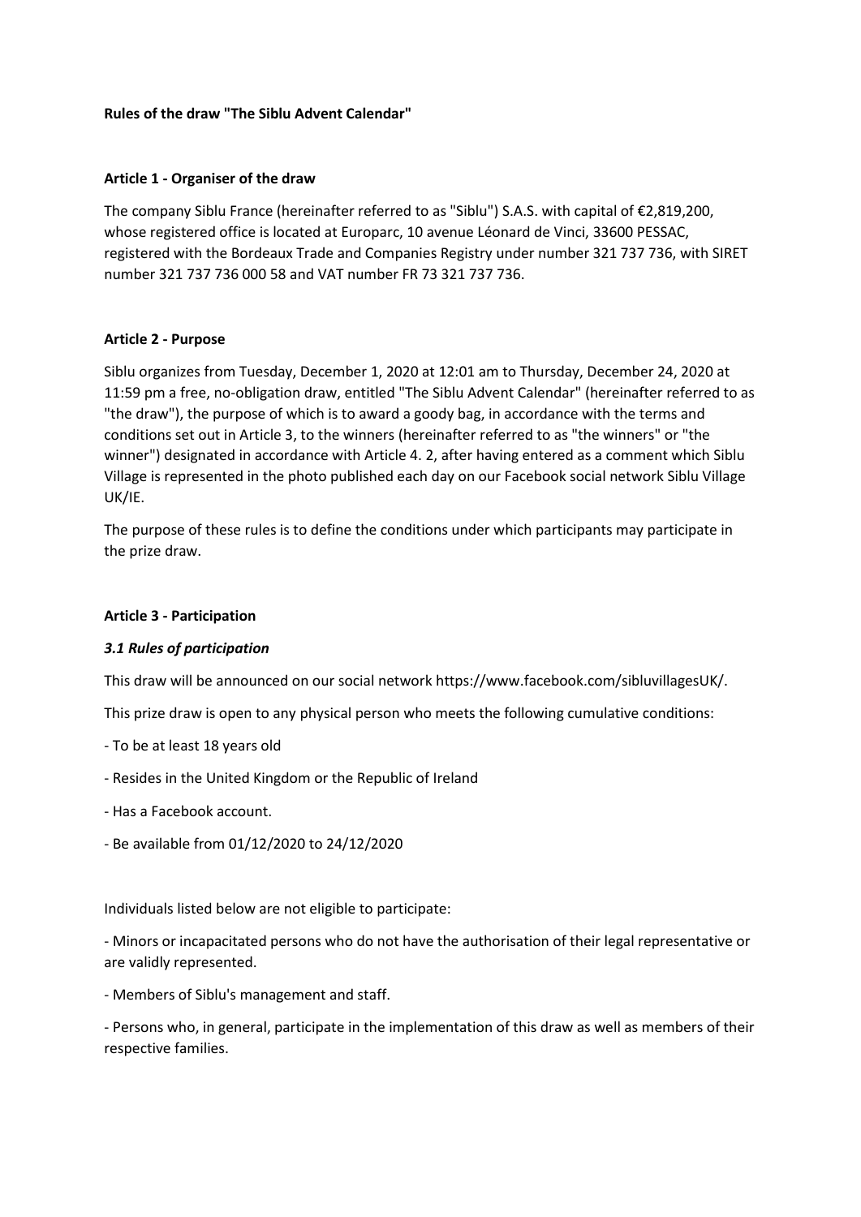**Rules of the draw "The Siblu Advent Calendar"**

## Article 1 - Organiser of the draw

The company Siblu France (hereinafter referred to as "Siblu") S.A.S. with capital of €2,819,200, whose registered office is located at Europarc, 10 avenue Léonard de Vinci, 33600 PESSAC, registered with the Bordeaux Trade and Companies Registry under number 321 737 736, with SIRET number 321 737 736 000 58 and VAT number FR 73 321 737 736.

## Article 2 - Purpose

Siblu organizes from Tuesday, December 1, 2020 at 12:01 am to Thursday, December 24, 2020 at 11:59 pm a free, no-obligation draw, entitled "The Siblu Advent Calendar" (hereinafter referred to as "the draw"), the purpose of which is to award a goody bag, in accordance with the terms and conditions set out in Article 3, to the winners (hereinafter referred to as "the winners" or "the winner") designated in accordance with Article 4. 2, after having entered as a comment which Siblu Village is represented in the photo published each day on our Facebook social network Siblu Village UK/IE.

The purpose of these rules is to define the conditions under which participants may participate in the prize draw.

## Article 3 - Participation

### *3.1 Rules of participation*

This draw will be announced on our social network https://www.facebook.com/sibluvillagesUK/.

This prize draw is open to any physical person who meets the following cumulative conditions:

- To be at least 18 years old
- Resides in the United Kingdom or the Republic of Ireland
- Has a Facebook account.
- Be available from 01/12/2020 to 24/12/2020

Individuals listed below are not eligible to participate:

- Minors or incapacitated persons who do not have the authorisation of their legal representative or are validly represented.
- Members of Siblu's management and staff.
- Persons who, in general, participate in the implementation of this draw as well as members of their respective families.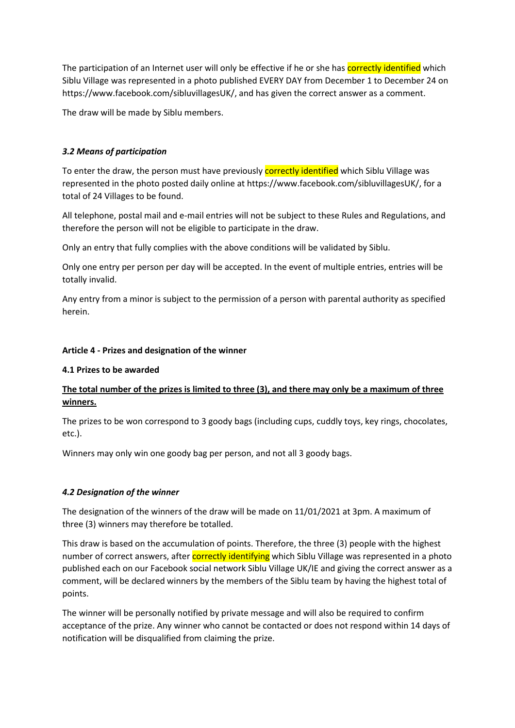The participation of an Internet user will only be effective if he or she has correctly identified which Siblu Village was represented in a photo published EVERY DAY from December 1 to December 24 on https://www.facebook.com/sibluvillagesUK/, and has given the correct answer as a comment.

The draw will be made by Siblu members.

### *3.2 Means of participation*

To enter the draw, the person must have previously correctly identified which Siblu Village was represented in the photo posted daily online at https://www.facebook.com/sibluvillagesUK/, for a total of 24 Villages to be found.

All telephone, postal mail and e-mail entries will not be subject to these Rules and Regulations, and therefore the person will not be eligible to participate in the draw.

Only an entry that fully complies with the above conditions will be validated by Siblu.

Only one entry per person per day will be accepted. In the event of multiple entries, entries will be totally invalid.

Any entry from a minor is subject to the permission of a person with parental authority as specified herein.

## Article 4 - Prizes and designation of the winner

### 4.1 Prizes to be awarded

**The total number of the prizes is limited to three (3), and there may only be a maximum of three winners.**

The prizes to be won correspond to 3 goody bags (including cups, cuddly toys, key rings, chocolates, etc.).

Winners may only win one goody bag per person, and not all 3 goody bags.

### *4.2 Designation of the winner*

The designation of the winners of the draw will be made on 11/01/2021 at 3pm. A maximum of three (3) winners may therefore be totalled.

This draw is based on the accumulation of points. Therefore, the three (3) people with the highest number of correct answers, after correctly identifying which Siblu Village was represented in a photo published each on our Facebook social network Siblu Village UK/IE and giving the correct answer as a comment, will be declared winners by the members of the Siblu team by having the highest total of points.

The winner will be personally notified by private message and will also be required to confirm acceptance of the prize. Any winner who cannot be contacted or does not respond within 14 days of notification will be disqualified from claiming the prize.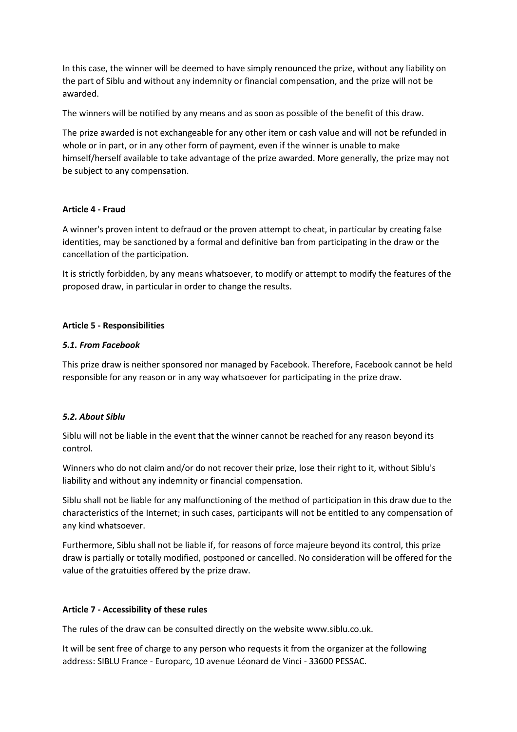In this case, the winner will be deemed to have simply renounced the prize, without any liability on the part of Siblu and without any indemnity or financial compensation, and the prize will not be awarded.

The winners will be notified by any means and as soon as possible of the benefit of this draw.

The prize awarded is not exchangeable for any other item or cash value and will not be refunded in whole or in part, or in any other form of payment, even if the winner is unable to make himself/herself available to take advantage of the prize awarded. More generally, the prize may not be subject to any compensation.

**Article 4 - Fraud**

A winner's proven intent to defraud or the proven attempt to cheat, in particular by creating false identities, may be sanctioned by a formal and definitive ban from participating in the draw or the cancellation of the participation.

It is strictly forbidden, by any means whatsoever, to modify or attempt to modify the features of the proposed draw, in particular in order to change the results.

**Article 5 - Responsibilities**

***5.1. From Facebook***

This prize draw is neither sponsored nor managed by Facebook. Therefore, Facebook cannot be held responsible for any reason or in any way whatsoever for participating in the prize draw.

***5.2. About Siblu***

Siblu will not be liable in the event that the winner cannot be reached for any reason beyond its control.

Winners who do not claim and/or do not recover their prize, lose their right to it, without Siblu's liability and without any indemnity or financial compensation.

Siblu shall not be liable for any malfunctioning of the method of participation in this draw due to the characteristics of the Internet; in such cases, participants will not be entitled to any compensation of any kind whatsoever.

Furthermore, Siblu shall not be liable if, for reasons of force majeure beyond its control, this prize draw is partially or totally modified, postponed or cancelled. No consideration will be offered for the value of the gratuities offered by the prize draw.

**Article 7 - Accessibility of these rules**

The rules of the draw can be consulted directly on the website www.siblu.co.uk.

It will be sent free of charge to any person who requests it from the organizer at the following address: SIBLU France - Europarc, 10 avenue Léonard de Vinci - 33600 PESSAC.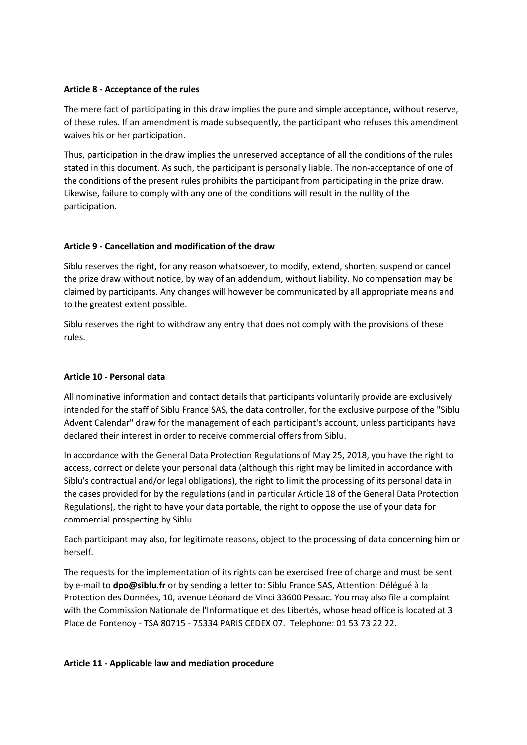**Article 8 - Acceptance of the rules**

The mere fact of participating in this draw implies the pure and simple acceptance, without reserve, of these rules. If an amendment is made subsequently, the participant who refuses this amendment waives his or her participation.

Thus, participation in the draw implies the unreserved acceptance of all the conditions of the rules stated in this document. As such, the participant is personally liable. The non-acceptance of one of the conditions of the present rules prohibits the participant from participating in the prize draw. Likewise, failure to comply with any one of the conditions will result in the nullity of the participation.

**Article 9 - Cancellation and modification of the draw**

Siblu reserves the right, for any reason whatsoever, to modify, extend, shorten, suspend or cancel the prize draw without notice, by way of an addendum, without liability. No compensation may be claimed by participants. Any changes will however be communicated by all appropriate means and to the greatest extent possible.

Siblu reserves the right to withdraw any entry that does not comply with the provisions of these rules.

**Article 10 - Personal data**

All nominative information and contact details that participants voluntarily provide are exclusively intended for the staff of Siblu France SAS, the data controller, for the exclusive purpose of the "Siblu Advent Calendar" draw for the management of each participant's account, unless participants have declared their interest in order to receive commercial offers from Siblu.

In accordance with the General Data Protection Regulations of May 25, 2018, you have the right to access, correct or delete your personal data (although this right may be limited in accordance with Siblu's contractual and/or legal obligations), the right to limit the processing of its personal data in the cases provided for by the regulations (and in particular Article 18 of the General Data Protection Regulations), the right to have your data portable, the right to oppose the use of your data for commercial prospecting by Siblu.

Each participant may also, for legitimate reasons, object to the processing of data concerning him or herself.

The requests for the implementation of its rights can be exercised free of charge and must be sent by e-mail to **dpo@siblu.fr** or by sending a letter to: Siblu France SAS, Attention: Délégué à la Protection des Données, 10, avenue Léonard de Vinci 33600 Pessac. You may also file a complaint with the Commission Nationale de l'Informatique et des Libertés, whose head office is located at 3 Place de Fontenoy - TSA 80715 - 75334 PARIS CEDEX 07. Telephone: 01 53 73 22 22.

**Article 11 - Applicable law and mediation procedure**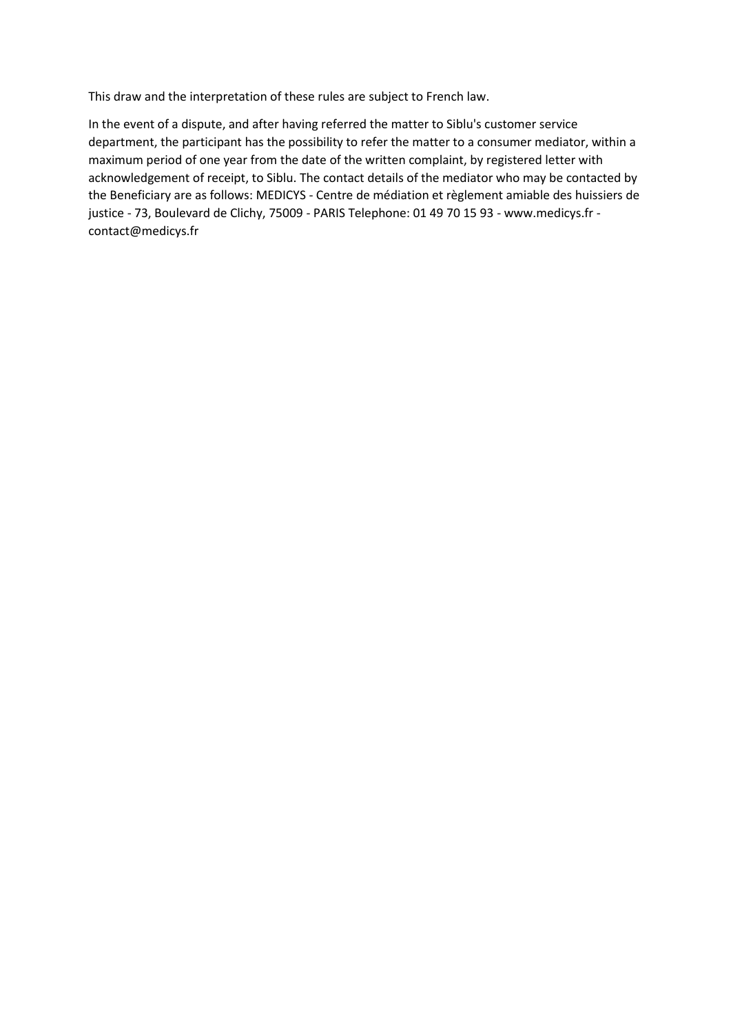This draw and the interpretation of these rules are subject to French law.

In the event of a dispute, and after having referred the matter to Siblu's customer service department, the participant has the possibility to refer the matter to a consumer mediator, within a maximum period of one year from the date of the written complaint, by registered letter with acknowledgement of receipt, to Siblu. The contact details of the mediator who may be contacted by the Beneficiary are as follows: MEDICYS - Centre de médiation et règlement amiable des huissiers de justice - 73, Boulevard de Clichy, 75009 - PARIS Telephone: 01 49 70 15 93 - www.medicys.fr - contact@medicys.fr